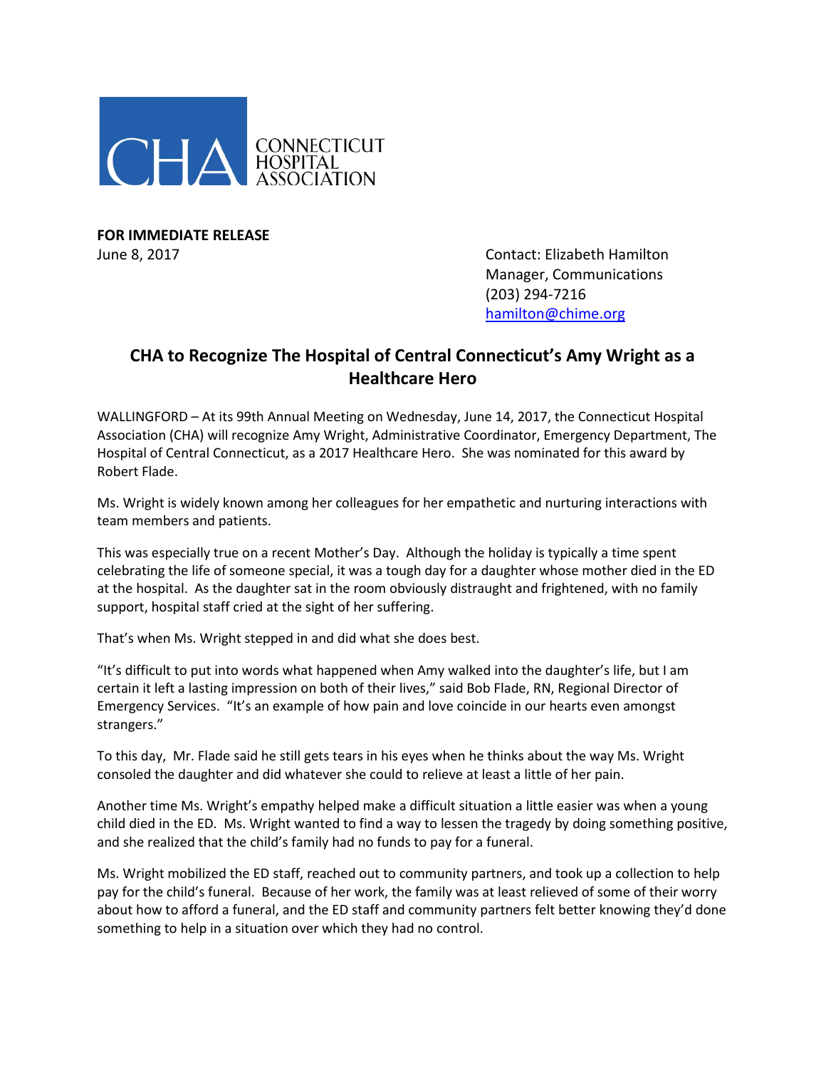CONNECTICUT HOSPITAL ASSOCIATION

**FOR IMMEDIATE RELEASE**
June 8, 2017

Contact: Elizabeth Hamilton
Manager, Communications
(203) 294-7216
hamilton@chime.org

## CHA to Recognize The Hospital of Central Connecticut's Amy Wright as a Healthcare Hero

WALLINGFORD – At its 99th Annual Meeting on Wednesday, June 14, 2017, the Connecticut Hospital Association (CHA) will recognize Amy Wright, Administrative Coordinator, Emergency Department, The Hospital of Central Connecticut, as a 2017 Healthcare Hero. She was nominated for this award by Robert Flade.

Ms. Wright is widely known among her colleagues for her empathetic and nurturing interactions with team members and patients.

This was especially true on a recent Mother's Day. Although the holiday is typically a time spent celebrating the life of someone special, it was a tough day for a daughter whose mother died in the ED at the hospital. As the daughter sat in the room obviously distraught and frightened, with no family support, hospital staff cried at the sight of her suffering.

That's when Ms. Wright stepped in and did what she does best.

"It's difficult to put into words what happened when Amy walked into the daughter's life, but I am certain it left a lasting impression on both of their lives," said Bob Flade, RN, Regional Director of Emergency Services. "It's an example of how pain and love coincide in our hearts even amongst strangers."

To this day, Mr. Flade said he still gets tears in his eyes when he thinks about the way Ms. Wright consoled the daughter and did whatever she could to relieve at least a little of her pain.

Another time Ms. Wright's empathy helped make a difficult situation a little easier was when a young child died in the ED. Ms. Wright wanted to find a way to lessen the tragedy by doing something positive, and she realized that the child's family had no funds to pay for a funeral.

Ms. Wright mobilized the ED staff, reached out to community partners, and took up a collection to help pay for the child's funeral. Because of her work, the family was at least relieved of some of their worry about how to afford a funeral, and the ED staff and community partners felt better knowing they'd done something to help in a situation over which they had no control.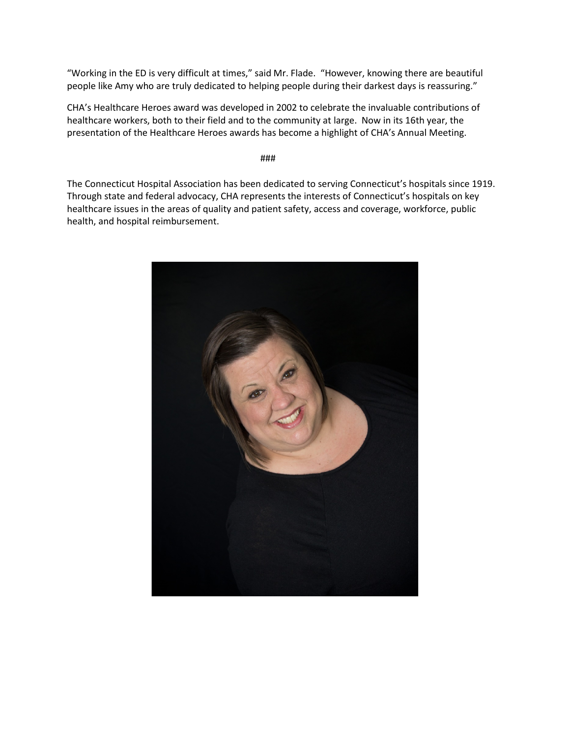“Working in the ED is very difficult at times,” said Mr. Flade. “However, knowing there are beautiful people like Amy who are truly dedicated to helping people during their darkest days is reassuring.”

CHA’s Healthcare Heroes award was developed in 2002 to celebrate the invaluable contributions of healthcare workers, both to their field and to the community at large. Now in its 16th year, the presentation of the Healthcare Heroes awards has become a highlight of CHA’s Annual Meeting.

###

The Connecticut Hospital Association has been dedicated to serving Connecticut’s hospitals since 1919. Through state and federal advocacy, CHA represents the interests of Connecticut’s hospitals on key healthcare issues in the areas of quality and patient safety, access and coverage, workforce, public health, and hospital reimbursement.